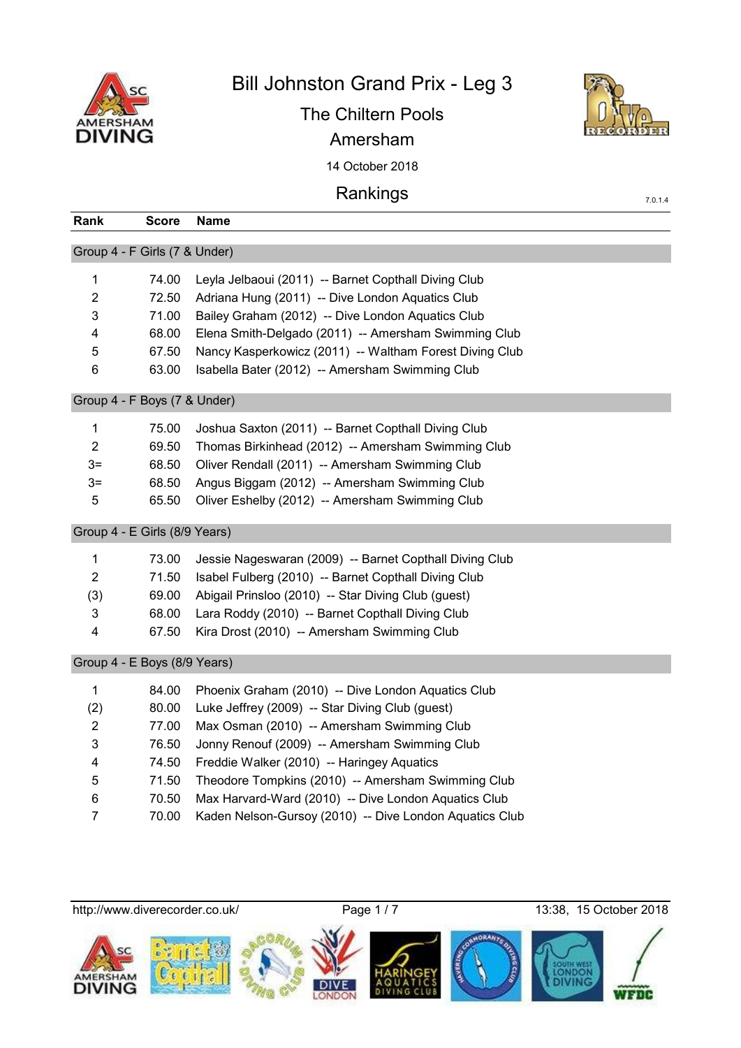# Bill Johnston Grand Prix - Leg 3

## The Chiltern Pools

## Amersham

14 October 2018

## Rankings

7.0.1.4

| Rank | Score | Name |
|---|---|---|
| **Group 4 - F Girls (7 & Under)** | | |
| 1 | 74.00 | Leyla Jelbaoui (2011) -- Barnet Copthall Diving Club |
| 2 | 72.50 | Adriana Hung (2011) -- Dive London Aquatics Club |
| 3 | 71.00 | Bailey Graham (2012) -- Dive London Aquatics Club |
| 4 | 68.00 | Elena Smith-Delgado (2011) -- Amersham Swimming Club |
| 5 | 67.50 | Nancy Kasperkowicz (2011) -- Waltham Forest Diving Club |
| 6 | 63.00 | Isabella Bater (2012) -- Amersham Swimming Club |
| **Group 4 - F Boys (7 & Under)** | | |
| 1 | 75.00 | Joshua Saxton (2011) -- Barnet Copthall Diving Club |
| 2 | 69.50 | Thomas Birkinhead (2012) -- Amersham Swimming Club |
| 3= | 68.50 | Oliver Rendall (2011) -- Amersham Swimming Club |
| 3= | 68.50 | Angus Biggam (2012) -- Amersham Swimming Club |
| 5 | 65.50 | Oliver Eshelby (2012) -- Amersham Swimming Club |
| **Group 4 - E Girls (8/9 Years)** | | |
| 1 | 73.00 | Jessie Nageswaran (2009) -- Barnet Copthall Diving Club |
| 2 | 71.50 | Isabel Fulberg (2010) -- Barnet Copthall Diving Club |
| (3) | 69.00 | Abigail Prinsloo (2010) -- Star Diving Club (guest) |
| 3 | 68.00 | Lara Roddy (2010) -- Barnet Copthall Diving Club |
| 4 | 67.50 | Kira Drost (2010) -- Amersham Swimming Club |
| **Group 4 - E Boys (8/9 Years)** | | |
| 1 | 84.00 | Phoenix Graham (2010) -- Dive London Aquatics Club |
| (2) | 80.00 | Luke Jeffrey (2009) -- Star Diving Club (guest) |
| 2 | 77.00 | Max Osman (2010) -- Amersham Swimming Club |
| 3 | 76.50 | Jonny Renouf (2009) -- Amersham Swimming Club |
| 4 | 74.50 | Freddie Walker (2010) -- Haringey Aquatics |
| 5 | 71.50 | Theodore Tompkins (2010) -- Amersham Swimming Club |
| 6 | 70.50 | Max Harvard-Ward (2010) -- Dive London Aquatics Club |
| 7 | 70.00 | Kaden Nelson-Gursoy (2010) -- Dive London Aquatics Club |

http://www.diverecorder.co.uk/

13:38, 15 October 2018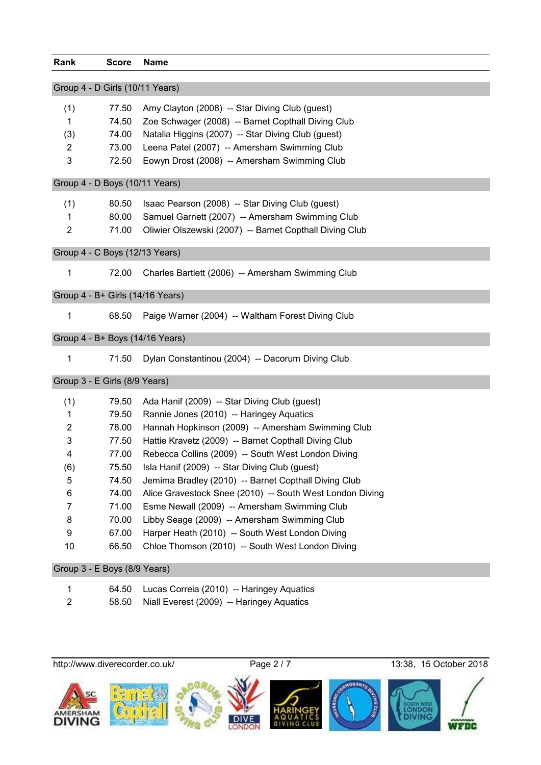| Rank | Score | Name |
|---|---|---|
| **Group 4 - D Girls (10/11 Years)** | | |
| (1) | 77.50 | Amy Clayton (2008) -- Star Diving Club (guest) |
| 1 | 74.50 | Zoe Schwager (2008) -- Barnet Copthall Diving Club |
| (3) | 74.00 | Natalia Higgins (2007) -- Star Diving Club (guest) |
| 2 | 73.00 | Leena Patel (2007) -- Amersham Swimming Club |
| 3 | 72.50 | Eowyn Drost (2008) -- Amersham Swimming Club |
| **Group 4 - D Boys (10/11 Years)** | | |
| (1) | 80.50 | Isaac Pearson (2008) -- Star Diving Club (guest) |
| 1 | 80.00 | Samuel Garnett (2007) -- Amersham Swimming Club |
| 2 | 71.00 | Oliwier Olszewski (2007) -- Barnet Copthall Diving Club |
| **Group 4 - C Boys (12/13 Years)** | | |
| 1 | 72.00 | Charles Bartlett (2006) -- Amersham Swimming Club |
| **Group 4 - B+ Girls (14/16 Years)** | | |
| 1 | 68.50 | Paige Warner (2004) -- Waltham Forest Diving Club |
| **Group 4 - B+ Boys (14/16 Years)** | | |
| 1 | 71.50 | Dylan Constantinou (2004) -- Dacorum Diving Club |
| **Group 3 - E Girls (8/9 Years)** | | |
| (1) | 79.50 | Ada Hanif (2009) -- Star Diving Club (guest) |
| 1 | 79.50 | Rannie Jones (2010) -- Haringey Aquatics |
| 2 | 78.00 | Hannah Hopkinson (2009) -- Amersham Swimming Club |
| 3 | 77.50 | Hattie Kravetz (2009) -- Barnet Copthall Diving Club |
| 4 | 77.00 | Rebecca Collins (2009) -- South West London Diving |
| (6) | 75.50 | Isla Hanif (2009) -- Star Diving Club (guest) |
| 5 | 74.50 | Jemima Bradley (2010) -- Barnet Copthall Diving Club |
| 6 | 74.00 | Alice Gravestock Snee (2010) -- South West London Diving |
| 7 | 71.00 | Esme Newall (2009) -- Amersham Swimming Club |
| 8 | 70.00 | Libby Seage (2009) -- Amersham Swimming Club |
| 9 | 67.00 | Harper Heath (2010) -- South West London Diving |
| 10 | 66.50 | Chloe Thomson (2010) -- South West London Diving |
| **Group 3 - E Boys (8/9 Years)** | | |
| 1 | 64.50 | Lucas Correia (2010) -- Haringey Aquatics |
| 2 | 58.50 | Niall Everest (2009) -- Haringey Aquatics |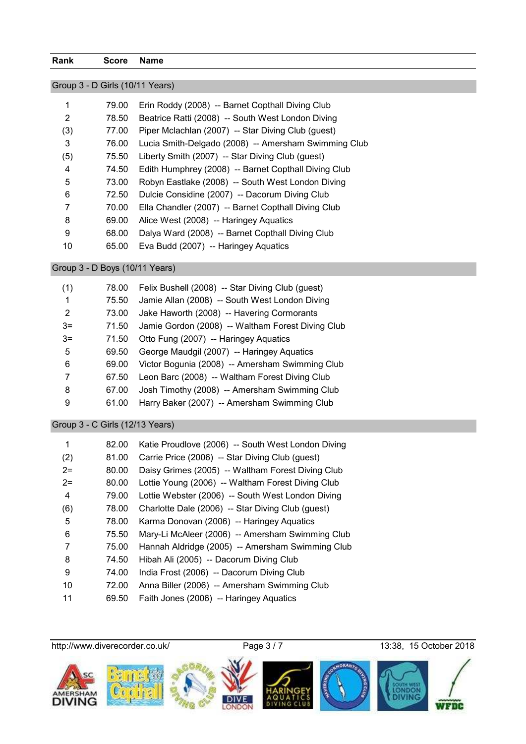| Rank | Score | Name |
|---|---|---|

## Group 3 - D Girls (10/11 Years)

| Rank | Score | Name |
|---|---|---|
| 1 | 79.00 | Erin Roddy (2008) -- Barnet Copthall Diving Club |
| 2 | 78.50 | Beatrice Ratti (2008) -- South West London Diving |
| (3) | 77.00 | Piper Mclachlan (2007) -- Star Diving Club (guest) |
| 3 | 76.00 | Lucia Smith-Delgado (2008) -- Amersham Swimming Club |
| (5) | 75.50 | Liberty Smith (2007) -- Star Diving Club (guest) |
| 4 | 74.50 | Edith Humphrey (2008) -- Barnet Copthall Diving Club |
| 5 | 73.00 | Robyn Eastlake (2008) -- South West London Diving |
| 6 | 72.50 | Dulcie Considine (2007) -- Dacorum Diving Club |
| 7 | 70.00 | Ella Chandler (2007) -- Barnet Copthall Diving Club |
| 8 | 69.00 | Alice West (2008) -- Haringey Aquatics |
| 9 | 68.00 | Dalya Ward (2008) -- Barnet Copthall Diving Club |
| 10 | 65.00 | Eva Budd (2007) -- Haringey Aquatics |

## Group 3 - D Boys (10/11 Years)

| Rank | Score | Name |
|---|---|---|
| (1) | 78.00 | Felix Bushell (2008) -- Star Diving Club (guest) |
| 1 | 75.50 | Jamie Allan (2008) -- South West London Diving |
| 2 | 73.00 | Jake Haworth (2008) -- Havering Cormorants |
| 3= | 71.50 | Jamie Gordon (2008) -- Waltham Forest Diving Club |
| 3= | 71.50 | Otto Fung (2007) -- Haringey Aquatics |
| 5 | 69.50 | George Maudgil (2007) -- Haringey Aquatics |
| 6 | 69.00 | Victor Bogunia (2008) -- Amersham Swimming Club |
| 7 | 67.50 | Leon Barc (2008) -- Waltham Forest Diving Club |
| 8 | 67.00 | Josh Timothy (2008) -- Amersham Swimming Club |
| 9 | 61.00 | Harry Baker (2007) -- Amersham Swimming Club |

## Group 3 - C Girls (12/13 Years)

| Rank | Score | Name |
|---|---|---|
| 1 | 82.00 | Katie Proudlove (2006) -- South West London Diving |
| (2) | 81.00 | Carrie Price (2006) -- Star Diving Club (guest) |
| 2= | 80.00 | Daisy Grimes (2005) -- Waltham Forest Diving Club |
| 2= | 80.00 | Lottie Young (2006) -- Waltham Forest Diving Club |
| 4 | 79.00 | Lottie Webster (2006) -- South West London Diving |
| (6) | 78.00 | Charlotte Dale (2006) -- Star Diving Club (guest) |
| 5 | 78.00 | Karma Donovan (2006) -- Haringey Aquatics |
| 6 | 75.50 | Mary-Li McAleer (2006) -- Amersham Swimming Club |
| 7 | 75.00 | Hannah Aldridge (2005) -- Amersham Swimming Club |
| 8 | 74.50 | Hibah Ali (2005) -- Dacorum Diving Club |
| 9 | 74.00 | India Frost (2006) -- Dacorum Diving Club |
| 10 | 72.00 | Anna Biller (2006) -- Amersham Swimming Club |
| 11 | 69.50 | Faith Jones (2006) -- Haringey Aquatics |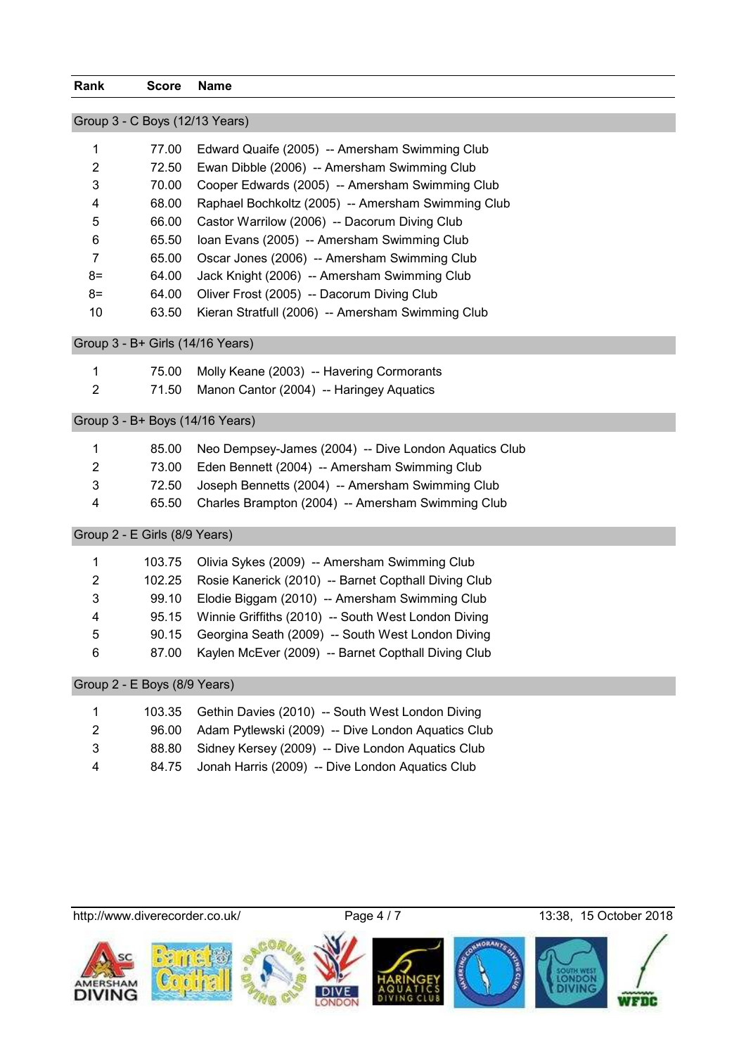| Rank | Score | Name |
|---|---|---|
| **Group 3 - C Boys (12/13 Years)** | | |
| 1 | 77.00 | Edward Quaife (2005) -- Amersham Swimming Club |
| 2 | 72.50 | Ewan Dibble (2006) -- Amersham Swimming Club |
| 3 | 70.00 | Cooper Edwards (2005) -- Amersham Swimming Club |
| 4 | 68.00 | Raphael Bochkoltz (2005) -- Amersham Swimming Club |
| 5 | 66.00 | Castor Warrilow (2006) -- Dacorum Diving Club |
| 6 | 65.50 | Ioan Evans (2005) -- Amersham Swimming Club |
| 7 | 65.00 | Oscar Jones (2006) -- Amersham Swimming Club |
| 8= | 64.00 | Jack Knight (2006) -- Amersham Swimming Club |
| 8= | 64.00 | Oliver Frost (2005) -- Dacorum Diving Club |
| 10 | 63.50 | Kieran Stratfull (2006) -- Amersham Swimming Club |
| **Group 3 - B+ Girls (14/16 Years)** | | |
| 1 | 75.00 | Molly Keane (2003) -- Havering Cormorants |
| 2 | 71.50 | Manon Cantor (2004) -- Haringey Aquatics |
| **Group 3 - B+ Boys (14/16 Years)** | | |
| 1 | 85.00 | Neo Dempsey-James (2004) -- Dive London Aquatics Club |
| 2 | 73.00 | Eden Bennett (2004) -- Amersham Swimming Club |
| 3 | 72.50 | Joseph Bennetts (2004) -- Amersham Swimming Club |
| 4 | 65.50 | Charles Brampton (2004) -- Amersham Swimming Club |
| **Group 2 - E Girls (8/9 Years)** | | |
| 1 | 103.75 | Olivia Sykes (2009) -- Amersham Swimming Club |
| 2 | 102.25 | Rosie Kanerick (2010) -- Barnet Copthall Diving Club |
| 3 | 99.10 | Elodie Biggam (2010) -- Amersham Swimming Club |
| 4 | 95.15 | Winnie Griffiths (2010) -- South West London Diving |
| 5 | 90.15 | Georgina Seath (2009) -- South West London Diving |
| 6 | 87.00 | Kaylen McEver (2009) -- Barnet Copthall Diving Club |
| **Group 2 - E Boys (8/9 Years)** | | |
| 1 | 103.35 | Gethin Davies (2010) -- South West London Diving |
| 2 | 96.00 | Adam Pytlewski (2009) -- Dive London Aquatics Club |
| 3 | 88.80 | Sidney Kersey (2009) -- Dive London Aquatics Club |
| 4 | 84.75 | Jonah Harris (2009) -- Dive London Aquatics Club |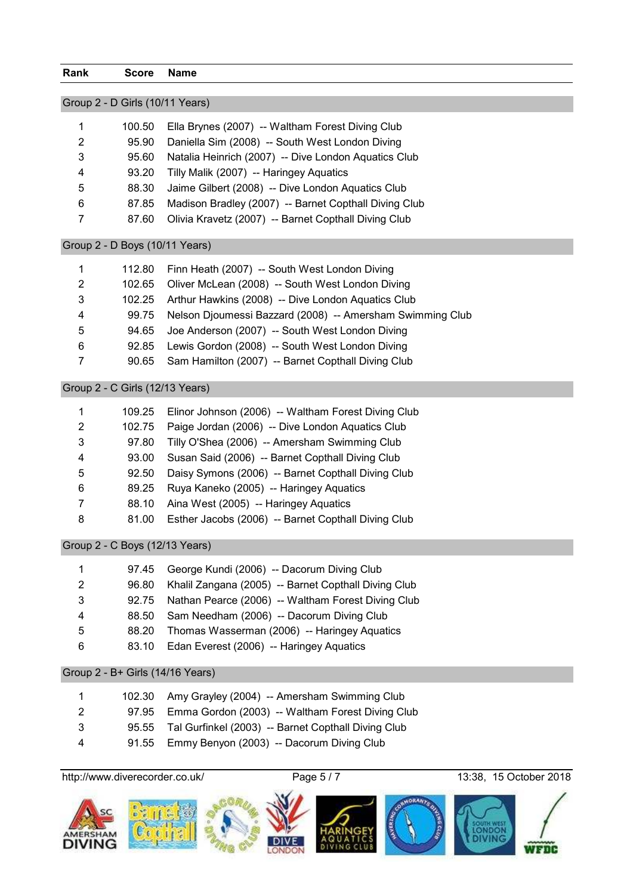| Rank | Score | Name |
|---|---|---|
| **Group 2 - D Girls (10/11 Years)** | | |
| 1 | 100.50 | Ella Brynes (2007) -- Waltham Forest Diving Club |
| 2 | 95.90 | Daniella Sim (2008) -- South West London Diving |
| 3 | 95.60 | Natalia Heinrich (2007) -- Dive London Aquatics Club |
| 4 | 93.20 | Tilly Malik (2007) -- Haringey Aquatics |
| 5 | 88.30 | Jaime Gilbert (2008) -- Dive London Aquatics Club |
| 6 | 87.85 | Madison Bradley (2007) -- Barnet Copthall Diving Club |
| 7 | 87.60 | Olivia Kravetz (2007) -- Barnet Copthall Diving Club |
| **Group 2 - D Boys (10/11 Years)** | | |
| 1 | 112.80 | Finn Heath (2007) -- South West London Diving |
| 2 | 102.65 | Oliver McLean (2008) -- South West London Diving |
| 3 | 102.25 | Arthur Hawkins (2008) -- Dive London Aquatics Club |
| 4 | 99.75 | Nelson Djoumessi Bazzard (2008) -- Amersham Swimming Club |
| 5 | 94.65 | Joe Anderson (2007) -- South West London Diving |
| 6 | 92.85 | Lewis Gordon (2008) -- South West London Diving |
| 7 | 90.65 | Sam Hamilton (2007) -- Barnet Copthall Diving Club |
| **Group 2 - C Girls (12/13 Years)** | | |
| 1 | 109.25 | Elinor Johnson (2006) -- Waltham Forest Diving Club |
| 2 | 102.75 | Paige Jordan (2006) -- Dive London Aquatics Club |
| 3 | 97.80 | Tilly O'Shea (2006) -- Amersham Swimming Club |
| 4 | 93.00 | Susan Said (2006) -- Barnet Copthall Diving Club |
| 5 | 92.50 | Daisy Symons (2006) -- Barnet Copthall Diving Club |
| 6 | 89.25 | Ruya Kaneko (2005) -- Haringey Aquatics |
| 7 | 88.10 | Aina West (2005) -- Haringey Aquatics |
| 8 | 81.00 | Esther Jacobs (2006) -- Barnet Copthall Diving Club |
| **Group 2 - C Boys (12/13 Years)** | | |
| 1 | 97.45 | George Kundi (2006) -- Dacorum Diving Club |
| 2 | 96.80 | Khalil Zangana (2005) -- Barnet Copthall Diving Club |
| 3 | 92.75 | Nathan Pearce (2006) -- Waltham Forest Diving Club |
| 4 | 88.50 | Sam Needham (2006) -- Dacorum Diving Club |
| 5 | 88.20 | Thomas Wasserman (2006) -- Haringey Aquatics |
| 6 | 83.10 | Edan Everest (2006) -- Haringey Aquatics |
| **Group 2 - B+ Girls (14/16 Years)** | | |
| 1 | 102.30 | Amy Grayley (2004) -- Amersham Swimming Club |
| 2 | 97.95 | Emma Gordon (2003) -- Waltham Forest Diving Club |
| 3 | 95.55 | Tal Gurfinkel (2003) -- Barnet Copthall Diving Club |
| 4 | 91.55 | Emmy Benyon (2003) -- Dacorum Diving Club |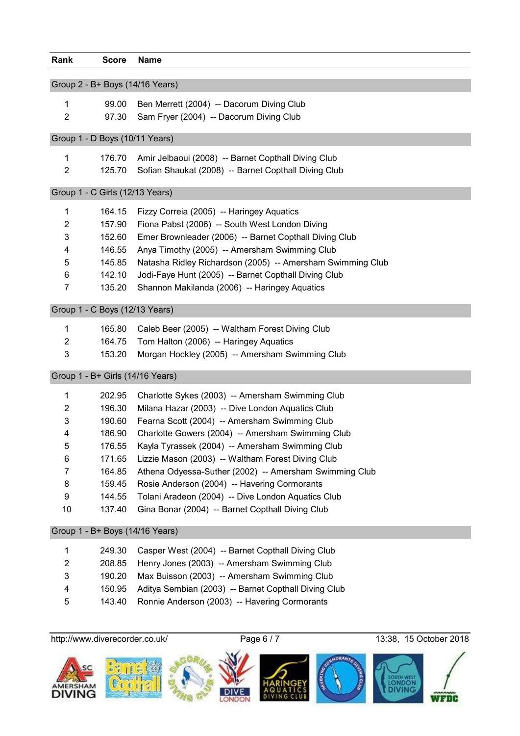| Rank | Score | Name |
|---|---|---|
| **Group 2 - B+ Boys (14/16 Years)** | | |
| 1 | 99.00 | Ben Merrett (2004) -- Dacorum Diving Club |
| 2 | 97.30 | Sam Fryer (2004) -- Dacorum Diving Club |
| **Group 1 - D Boys (10/11 Years)** | | |
| 1 | 176.70 | Amir Jelbaoui (2008) -- Barnet Copthall Diving Club |
| 2 | 125.70 | Sofian Shaukat (2008) -- Barnet Copthall Diving Club |
| **Group 1 - C Girls (12/13 Years)** | | |
| 1 | 164.15 | Fizzy Correia (2005) -- Haringey Aquatics |
| 2 | 157.90 | Fiona Pabst (2006) -- South West London Diving |
| 3 | 152.60 | Emer Brownleader (2006) -- Barnet Copthall Diving Club |
| 4 | 146.55 | Anya Timothy (2005) -- Amersham Swimming Club |
| 5 | 145.85 | Natasha Ridley Richardson (2005) -- Amersham Swimming Club |
| 6 | 142.10 | Jodi-Faye Hunt (2005) -- Barnet Copthall Diving Club |
| 7 | 135.20 | Shannon Makilanda (2006) -- Haringey Aquatics |
| **Group 1 - C Boys (12/13 Years)** | | |
| 1 | 165.80 | Caleb Beer (2005) -- Waltham Forest Diving Club |
| 2 | 164.75 | Tom Halton (2006) -- Haringey Aquatics |
| 3 | 153.20 | Morgan Hockley (2005) -- Amersham Swimming Club |
| **Group 1 - B+ Girls (14/16 Years)** | | |
| 1 | 202.95 | Charlotte Sykes (2003) -- Amersham Swimming Club |
| 2 | 196.30 | Milana Hazar (2003) -- Dive London Aquatics Club |
| 3 | 190.60 | Fearna Scott (2004) -- Amersham Swimming Club |
| 4 | 186.90 | Charlotte Gowers (2004) -- Amersham Swimming Club |
| 5 | 176.55 | Kayla Tyrassek (2004) -- Amersham Swimming Club |
| 6 | 171.65 | Lizzie Mason (2003) -- Waltham Forest Diving Club |
| 7 | 164.85 | Athena Odyessa-Suther (2002) -- Amersham Swimming Club |
| 8 | 159.45 | Rosie Anderson (2004) -- Havering Cormorants |
| 9 | 144.55 | Tolani Aradeon (2004) -- Dive London Aquatics Club |
| 10 | 137.40 | Gina Bonar (2004) -- Barnet Copthall Diving Club |
| **Group 1 - B+ Boys (14/16 Years)** | | |
| 1 | 249.30 | Casper West (2004) -- Barnet Copthall Diving Club |
| 2 | 208.85 | Henry Jones (2003) -- Amersham Swimming Club |
| 3 | 190.20 | Max Buisson (2003) -- Amersham Swimming Club |
| 4 | 150.95 | Aditya Sembian (2003) -- Barnet Copthall Diving Club |
| 5 | 143.40 | Ronnie Anderson (2003) -- Havering Cormorants |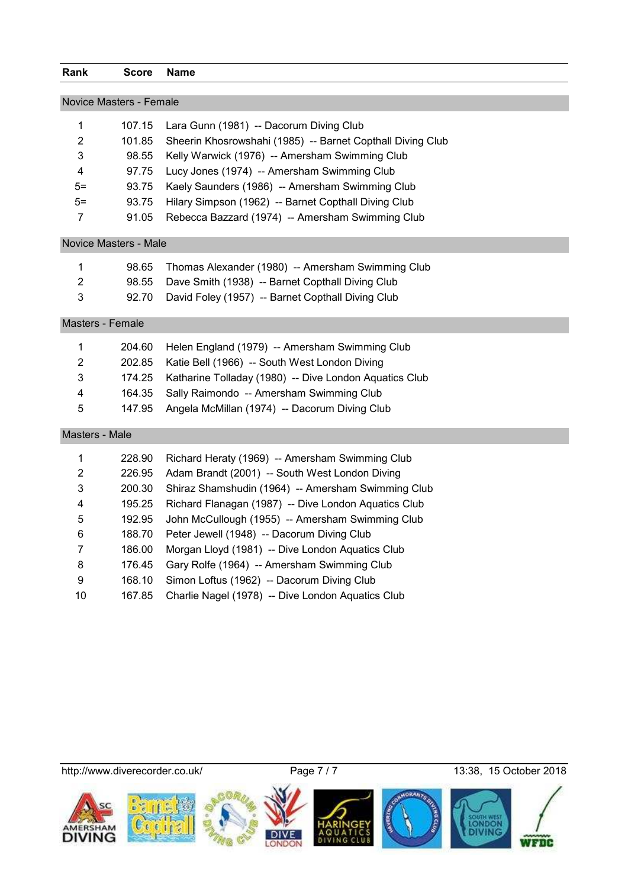| Rank | Score | Name |
|---|---|---|
| **Novice Masters - Female** | | |
| 1 | 107.15 | Lara Gunn (1981) -- Dacorum Diving Club |
| 2 | 101.85 | Sheerin Khosrowshahi (1985) -- Barnet Copthall Diving Club |
| 3 | 98.55 | Kelly Warwick (1976) -- Amersham Swimming Club |
| 4 | 97.75 | Lucy Jones (1974) -- Amersham Swimming Club |
| 5= | 93.75 | Kaely Saunders (1986) -- Amersham Swimming Club |
| 5= | 93.75 | Hilary Simpson (1962) -- Barnet Copthall Diving Club |
| 7 | 91.05 | Rebecca Bazzard (1974) -- Amersham Swimming Club |
| **Novice Masters - Male** | | |
| 1 | 98.65 | Thomas Alexander (1980) -- Amersham Swimming Club |
| 2 | 98.55 | Dave Smith (1938) -- Barnet Copthall Diving Club |
| 3 | 92.70 | David Foley (1957) -- Barnet Copthall Diving Club |
| **Masters - Female** | | |
| 1 | 204.60 | Helen England (1979) -- Amersham Swimming Club |
| 2 | 202.85 | Katie Bell (1966) -- South West London Diving |
| 3 | 174.25 | Katharine Tolladay (1980) -- Dive London Aquatics Club |
| 4 | 164.35 | Sally Raimondo -- Amersham Swimming Club |
| 5 | 147.95 | Angela McMillan (1974) -- Dacorum Diving Club |
| **Masters - Male** | | |
| 1 | 228.90 | Richard Heraty (1969) -- Amersham Swimming Club |
| 2 | 226.95 | Adam Brandt (2001) -- South West London Diving |
| 3 | 200.30 | Shiraz Shamshudin (1964) -- Amersham Swimming Club |
| 4 | 195.25 | Richard Flanagan (1987) -- Dive London Aquatics Club |
| 5 | 192.95 | John McCullough (1955) -- Amersham Swimming Club |
| 6 | 188.70 | Peter Jewell (1948) -- Dacorum Diving Club |
| 7 | 186.00 | Morgan Lloyd (1981) -- Dive London Aquatics Club |
| 8 | 176.45 | Gary Rolfe (1964) -- Amersham Swimming Club |
| 9 | 168.10 | Simon Loftus (1962) -- Dacorum Diving Club |
| 10 | 167.85 | Charlie Nagel (1978) -- Dive London Aquatics Club |